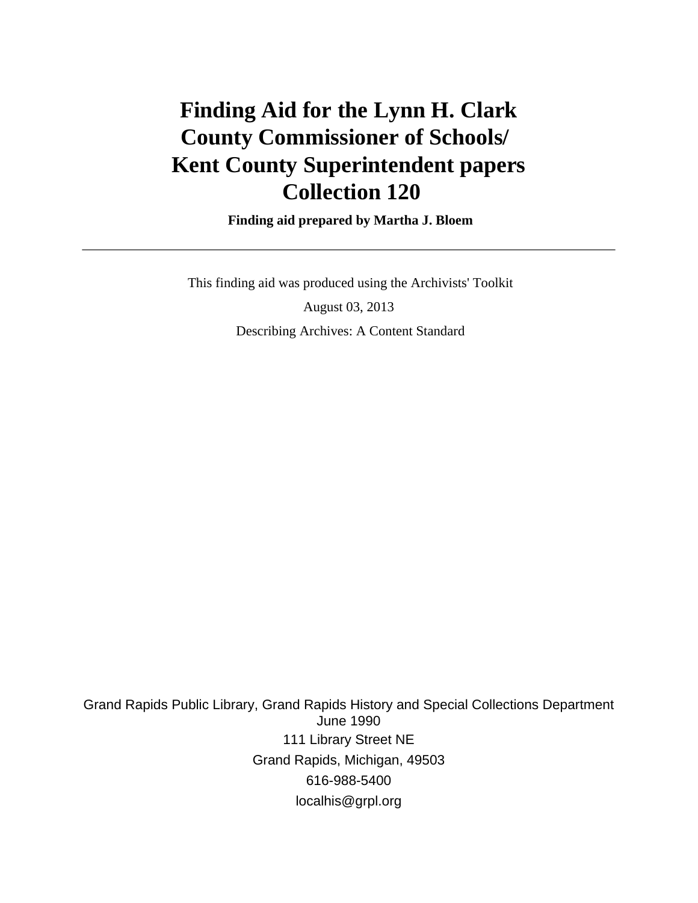# Finding Aid for the Lynn H. Clark County Commissioner of Schools/ Kent County Superintendent papers Collection 120

**Finding aid prepared by Martha J. Bloem**

---

This finding aid was produced using the Archivists' Toolkit

August 03, 2013

Describing Archives: A Content Standard

Grand Rapids Public Library, Grand Rapids History and Special Collections Department
June 1990

111 Library Street NE

Grand Rapids, Michigan, 49503

616-988-5400

localhis@grpl.org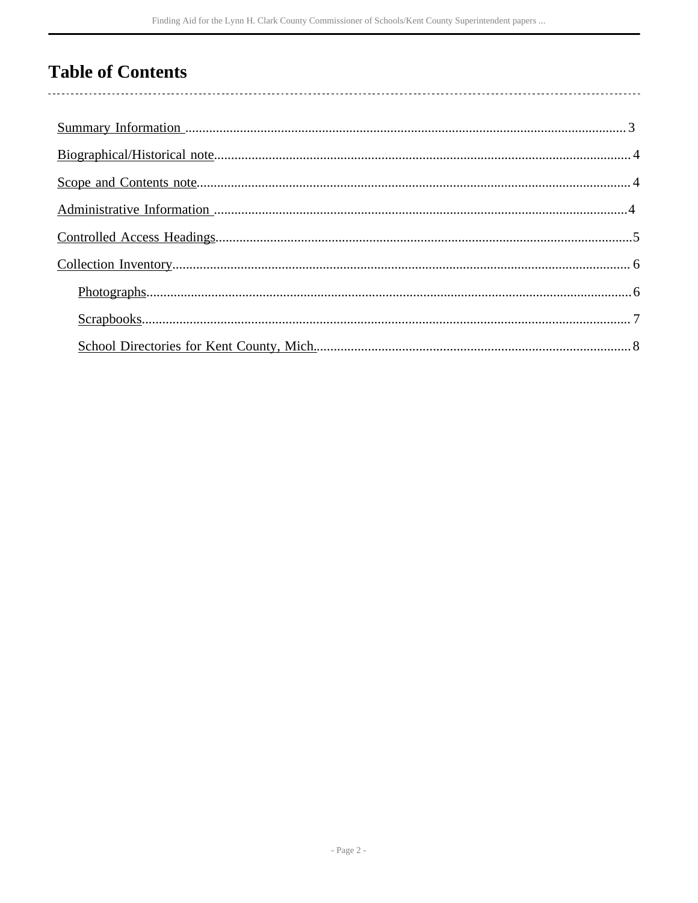# Table of Contents

- Summary Information ..... 3
- Biographical/Historical note ..... 4
- Scope and Contents note ..... 4
- Administrative Information ..... 4
- Controlled Access Headings ..... 5
- Collection Inventory ..... 6
  - Photographs ..... 6
  - Scrapbooks ..... 7
  - School Directories for Kent County, Mich. ..... 8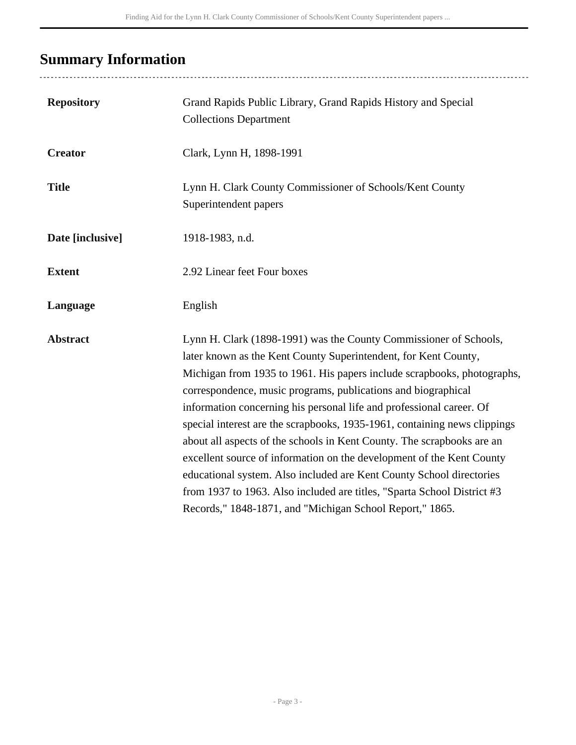## Summary Information

| | |
|---|---|
| **Repository** | Grand Rapids Public Library, Grand Rapids History and Special Collections Department |
| **Creator** | Clark, Lynn H, 1898-1991 |
| **Title** | Lynn H. Clark County Commissioner of Schools/Kent County Superintendent papers |
| **Date [inclusive]** | 1918-1983, n.d. |
| **Extent** | 2.92 Linear feet Four boxes |
| **Language** | English |
| **Abstract** | Lynn H. Clark (1898-1991) was the County Commissioner of Schools, later known as the Kent County Superintendent, for Kent County, Michigan from 1935 to 1961. His papers include scrapbooks, photographs, correspondence, music programs, publications and biographical information concerning his personal life and professional career. Of special interest are the scrapbooks, 1935-1961, containing news clippings about all aspects of the schools in Kent County. The scrapbooks are an excellent source of information on the development of the Kent County educational system. Also included are Kent County School directories from 1937 to 1963. Also included are titles, "Sparta School District #3 Records," 1848-1871, and "Michigan School Report," 1865. |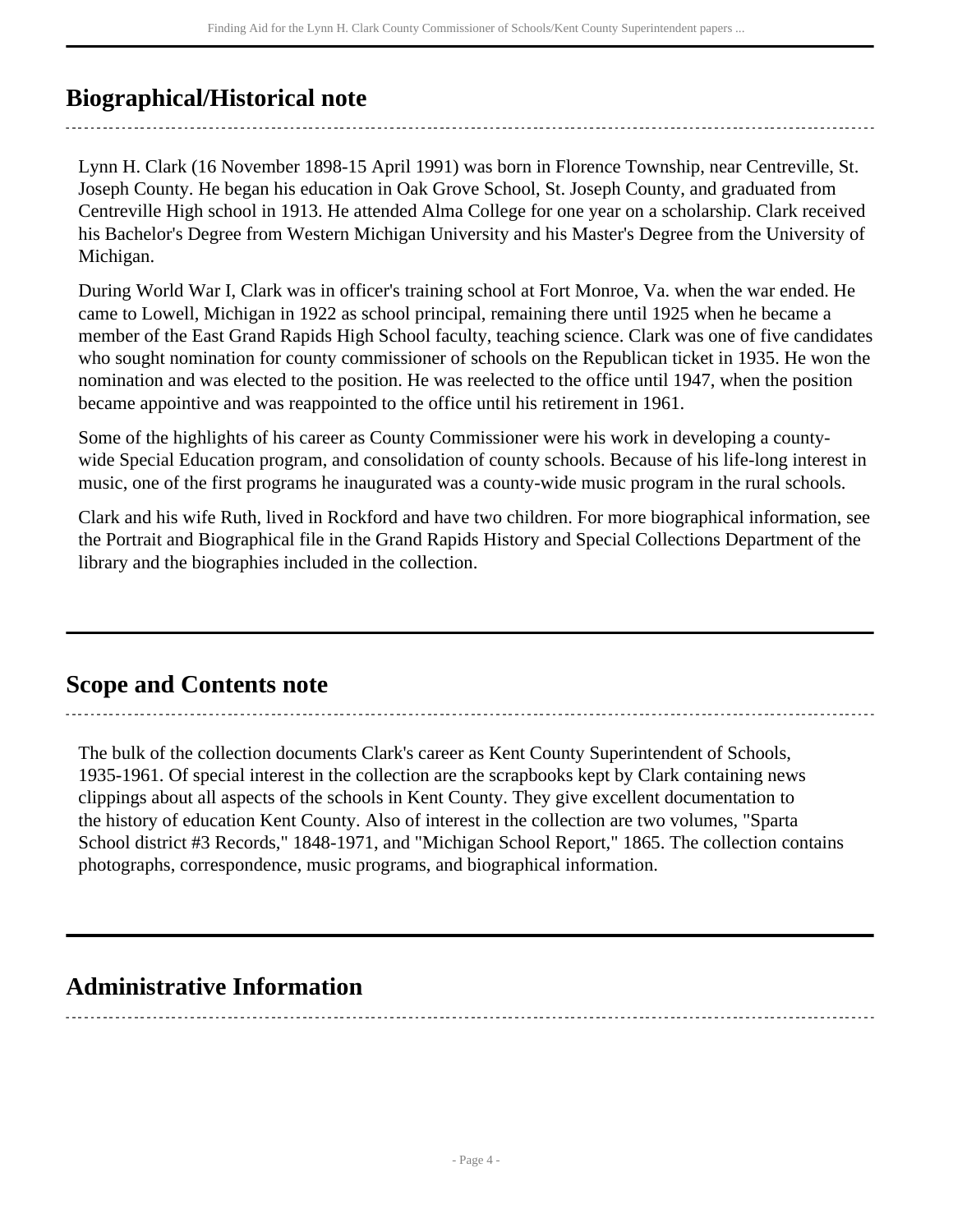## Biographical/Historical note

Lynn H. Clark (16 November 1898-15 April 1991) was born in Florence Township, near Centreville, St. Joseph County. He began his education in Oak Grove School, St. Joseph County, and graduated from Centreville High school in 1913. He attended Alma College for one year on a scholarship. Clark received his Bachelor's Degree from Western Michigan University and his Master's Degree from the University of Michigan.

During World War I, Clark was in officer's training school at Fort Monroe, Va. when the war ended. He came to Lowell, Michigan in 1922 as school principal, remaining there until 1925 when he became a member of the East Grand Rapids High School faculty, teaching science. Clark was one of five candidates who sought nomination for county commissioner of schools on the Republican ticket in 1935. He won the nomination and was elected to the position. He was reelected to the office until 1947, when the position became appointive and was reappointed to the office until his retirement in 1961.

Some of the highlights of his career as County Commissioner were his work in developing a county-wide Special Education program, and consolidation of county schools. Because of his life-long interest in music, one of the first programs he inaugurated was a county-wide music program in the rural schools.

Clark and his wife Ruth, lived in Rockford and have two children. For more biographical information, see the Portrait and Biographical file in the Grand Rapids History and Special Collections Department of the library and the biographies included in the collection.

## Scope and Contents note

The bulk of the collection documents Clark's career as Kent County Superintendent of Schools, 1935-1961. Of special interest in the collection are the scrapbooks kept by Clark containing news clippings about all aspects of the schools in Kent County. They give excellent documentation to the history of education Kent County. Also of interest in the collection are two volumes, "Sparta School district #3 Records," 1848-1971, and "Michigan School Report," 1865. The collection contains photographs, correspondence, music programs, and biographical information.

## Administrative Information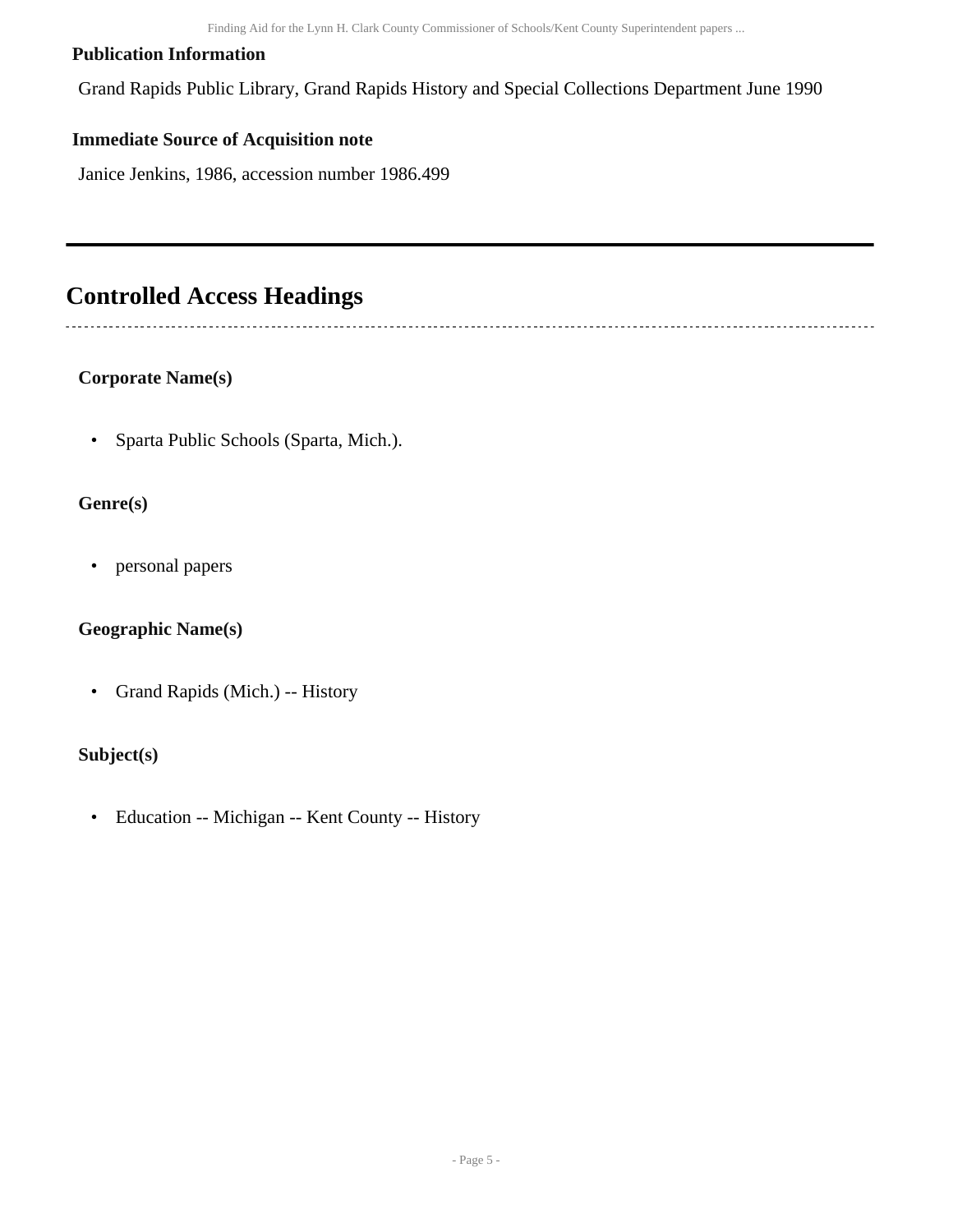### Publication Information

Grand Rapids Public Library, Grand Rapids History and Special Collections Department June 1990

### Immediate Source of Acquisition note

Janice Jenkins, 1986, accession number 1986.499

## Controlled Access Headings

### Corporate Name(s)

- Sparta Public Schools (Sparta, Mich.).

### Genre(s)

- personal papers

### Geographic Name(s)

- Grand Rapids (Mich.) -- History

### Subject(s)

- Education -- Michigan -- Kent County -- History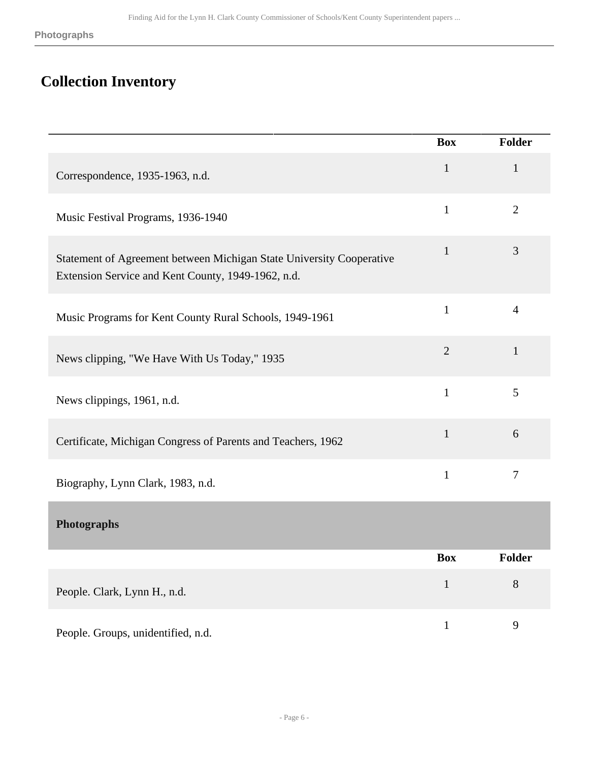## Collection Inventory

| | Box | Folder |
|---|---|---|
| Correspondence, 1935-1963, n.d. | 1 | 1 |
| Music Festival Programs, 1936-1940 | 1 | 2 |
| Statement of Agreement between Michigan State University Cooperative Extension Service and Kent County, 1949-1962, n.d. | 1 | 3 |
| Music Programs for Kent County Rural Schools, 1949-1961 | 1 | 4 |
| News clipping, "We Have With Us Today," 1935 | 2 | 1 |
| News clippings, 1961, n.d. | 1 | 5 |
| Certificate, Michigan Congress of Parents and Teachers, 1962 | 1 | 6 |
| Biography, Lynn Clark, 1983, n.d. | 1 | 7 |

### Photographs

| | Box | Folder |
|---|---|---|
| People. Clark, Lynn H., n.d. | 1 | 8 |
| People. Groups, unidentified, n.d. | 1 | 9 |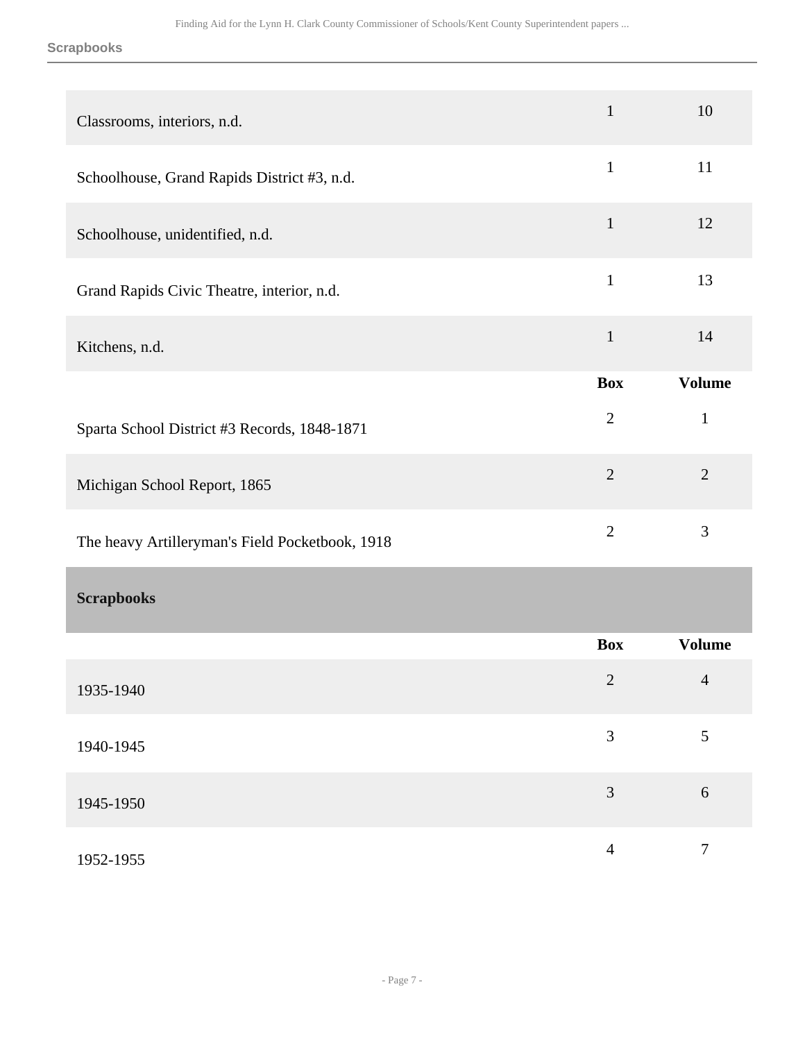| | Box | Volume |
|---|---|---|
| Classrooms, interiors, n.d. | 1 | 10 |
| Schoolhouse, Grand Rapids District #3, n.d. | 1 | 11 |
| Schoolhouse, unidentified, n.d. | 1 | 12 |
| Grand Rapids Civic Theatre, interior, n.d. | 1 | 13 |
| Kitchens, n.d. | 1 | 14 |

| | Box | Volume |
|---|---|---|
| Sparta School District #3 Records, 1848-1871 | 2 | 1 |
| Michigan School Report, 1865 | 2 | 2 |
| The heavy Artilleryman's Field Pocketbook, 1918 | 2 | 3 |

## Scrapbooks

| | Box | Volume |
|---|---|---|
| 1935-1940 | 2 | 4 |
| 1940-1945 | 3 | 5 |
| 1945-1950 | 3 | 6 |
| 1952-1955 | 4 | 7 |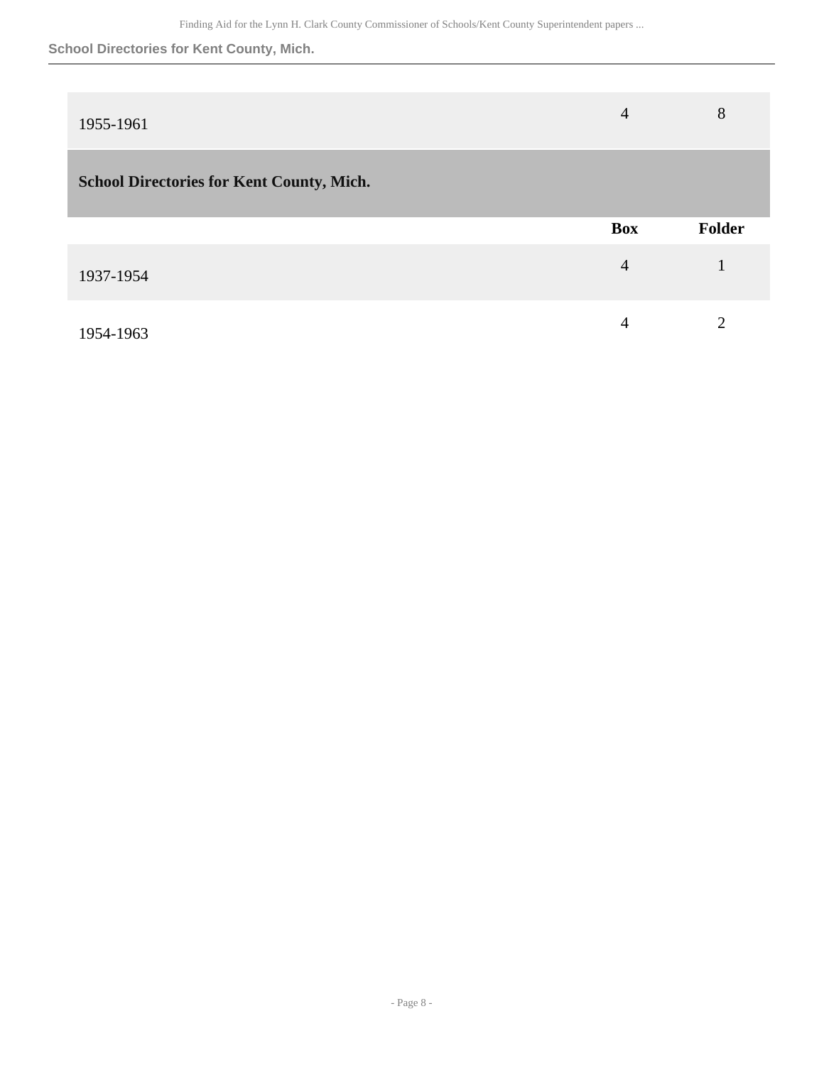| | Box | Folder |
|---|---|---|
| 1955-1961 | 4 | 8 |

## School Directories for Kent County, Mich.

| | Box | Folder |
|---|---|---|
| 1937-1954 | 4 | 1 |
| 1954-1963 | 4 | 2 |